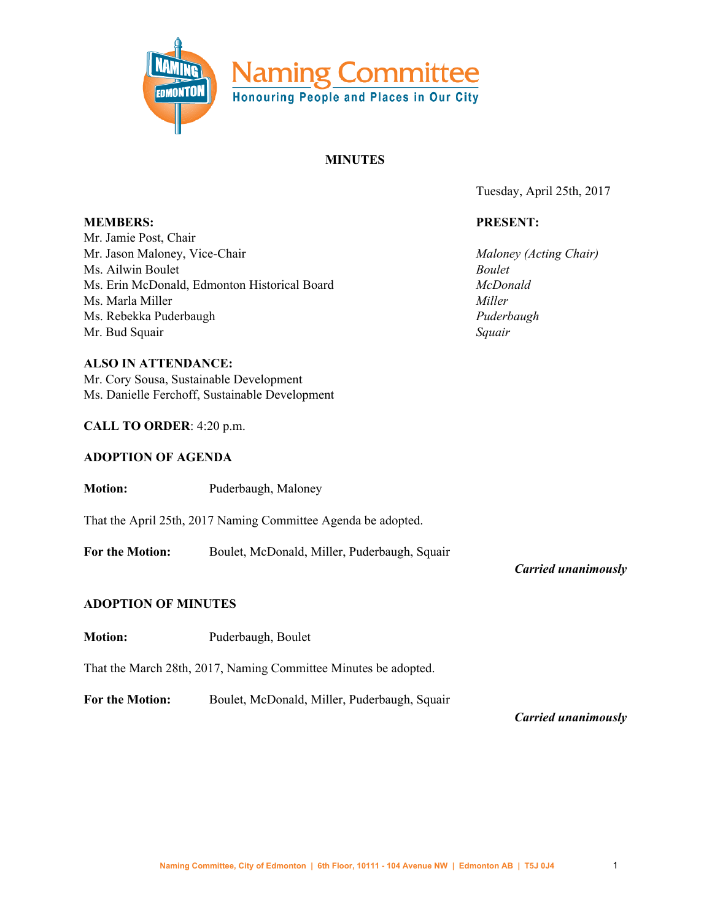# Naming Committee

**Honouring People and Places in Our City**

## MINUTES

Tuesday, April 25th, 2017

| **MEMBERS:** | **PRESENT:** |
|---|---|
| Mr. Jamie Post, Chair | |
| Mr. Jason Maloney, Vice-Chair | *Maloney (Acting Chair)* |
| Ms. Ailwin Boulet | *Boulet* |
| Ms. Erin McDonald, Edmonton Historical Board | *McDonald* |
| Ms. Marla Miller | *Miller* |
| Ms. Rebekka Puderbaugh | *Puderbaugh* |
| Mr. Bud Squair | *Squair* |

**ALSO IN ATTENDANCE:**
Mr. Cory Sousa, Sustainable Development
Ms. Danielle Ferchoff, Sustainable Development

**CALL TO ORDER**: 4:20 p.m.

### ADOPTION OF AGENDA

**Motion:** Puderbaugh, Maloney

That the April 25th, 2017 Naming Committee Agenda be adopted.

**For the Motion:** Boulet, McDonald, Miller, Puderbaugh, Squair

***Carried unanimously***

### ADOPTION OF MINUTES

**Motion:** Puderbaugh, Boulet

That the March 28th, 2017, Naming Committee Minutes be adopted.

**For the Motion:** Boulet, McDonald, Miller, Puderbaugh, Squair

***Carried unanimously***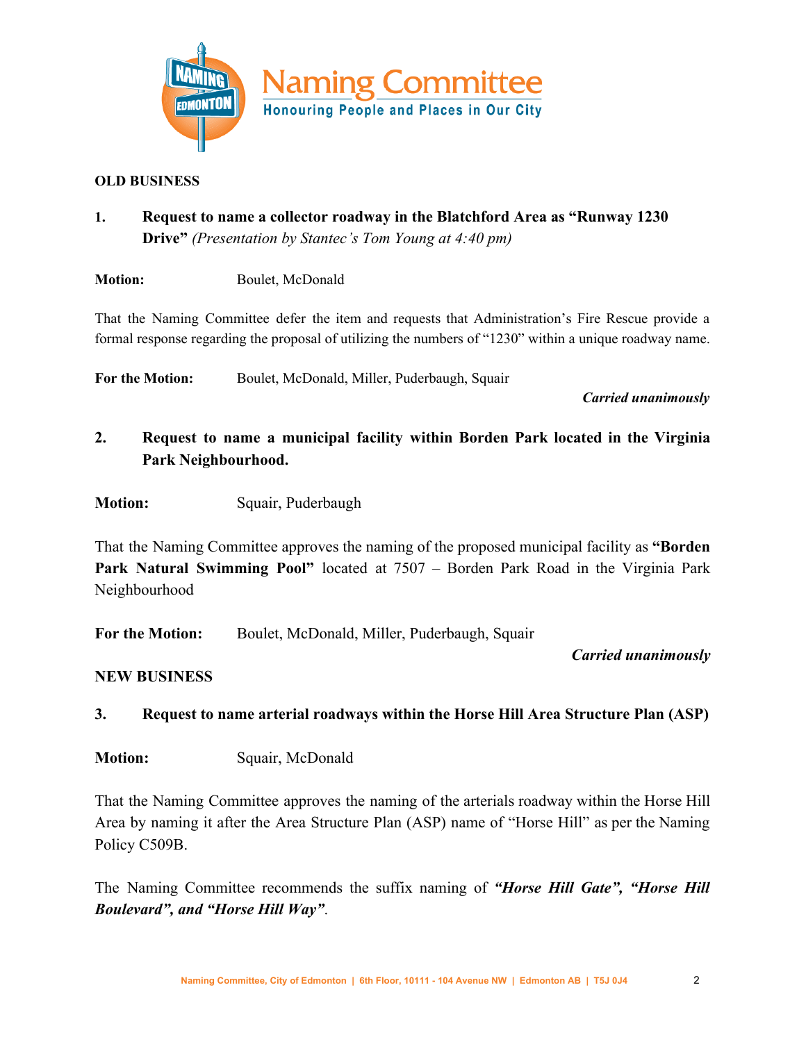**OLD BUSINESS**

**1. Request to name a collector roadway in the Blatchford Area as "Runway 1230 Drive"** *(Presentation by Stantec's Tom Young at 4:40 pm)*

**Motion:** Boulet, McDonald

That the Naming Committee defer the item and requests that Administration's Fire Rescue provide a formal response regarding the proposal of utilizing the numbers of "1230" within a unique roadway name.

**For the Motion:** Boulet, McDonald, Miller, Puderbaugh, Squair

*Carried unanimously*

**2. Request to name a municipal facility within Borden Park located in the Virginia Park Neighbourhood.**

**Motion:** Squair, Puderbaugh

That the Naming Committee approves the naming of the proposed municipal facility as **"Borden Park Natural Swimming Pool"** located at 7507 – Borden Park Road in the Virginia Park Neighbourhood

**For the Motion:** Boulet, McDonald, Miller, Puderbaugh, Squair

*Carried unanimously*

**NEW BUSINESS**

**3. Request to name arterial roadways within the Horse Hill Area Structure Plan (ASP)**

**Motion:** Squair, McDonald

That the Naming Committee approves the naming of the arterials roadway within the Horse Hill Area by naming it after the Area Structure Plan (ASP) name of "Horse Hill" as per the Naming Policy C509B.

The Naming Committee recommends the suffix naming of ***"Horse Hill Gate", "Horse Hill Boulevard", and "Horse Hill Way"***.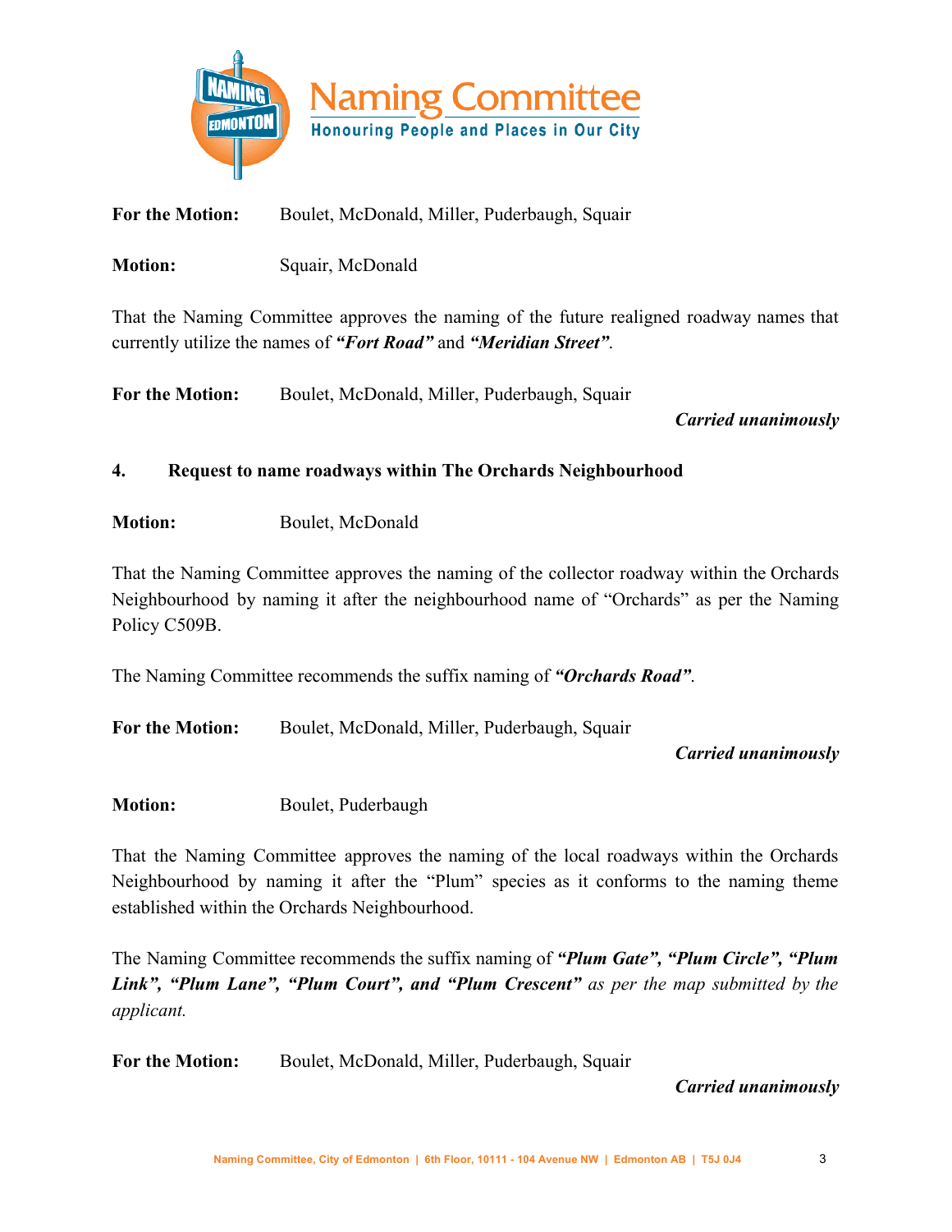**For the Motion:** Boulet, McDonald, Miller, Puderbaugh, Squair

**Motion:** Squair, McDonald

That the Naming Committee approves the naming of the future realigned roadway names that currently utilize the names of ***"Fort Road"*** and ***"Meridian Street"***.

**For the Motion:** Boulet, McDonald, Miller, Puderbaugh, Squair

***Carried unanimously***

**4. Request to name roadways within The Orchards Neighbourhood**

**Motion:** Boulet, McDonald

That the Naming Committee approves the naming of the collector roadway within the Orchards Neighbourhood by naming it after the neighbourhood name of "Orchards" as per the Naming Policy C509B.

The Naming Committee recommends the suffix naming of ***"Orchards Road"***.

**For the Motion:** Boulet, McDonald, Miller, Puderbaugh, Squair

***Carried unanimously***

**Motion:** Boulet, Puderbaugh

That the Naming Committee approves the naming of the local roadways within the Orchards Neighbourhood by naming it after the "Plum" species as it conforms to the naming theme established within the Orchards Neighbourhood.

The Naming Committee recommends the suffix naming of ***"Plum Gate", "Plum Circle", "Plum Link", "Plum Lane", "Plum Court", and "Plum Crescent"*** *as per the map submitted by the applicant.*

**For the Motion:** Boulet, McDonald, Miller, Puderbaugh, Squair

***Carried unanimously***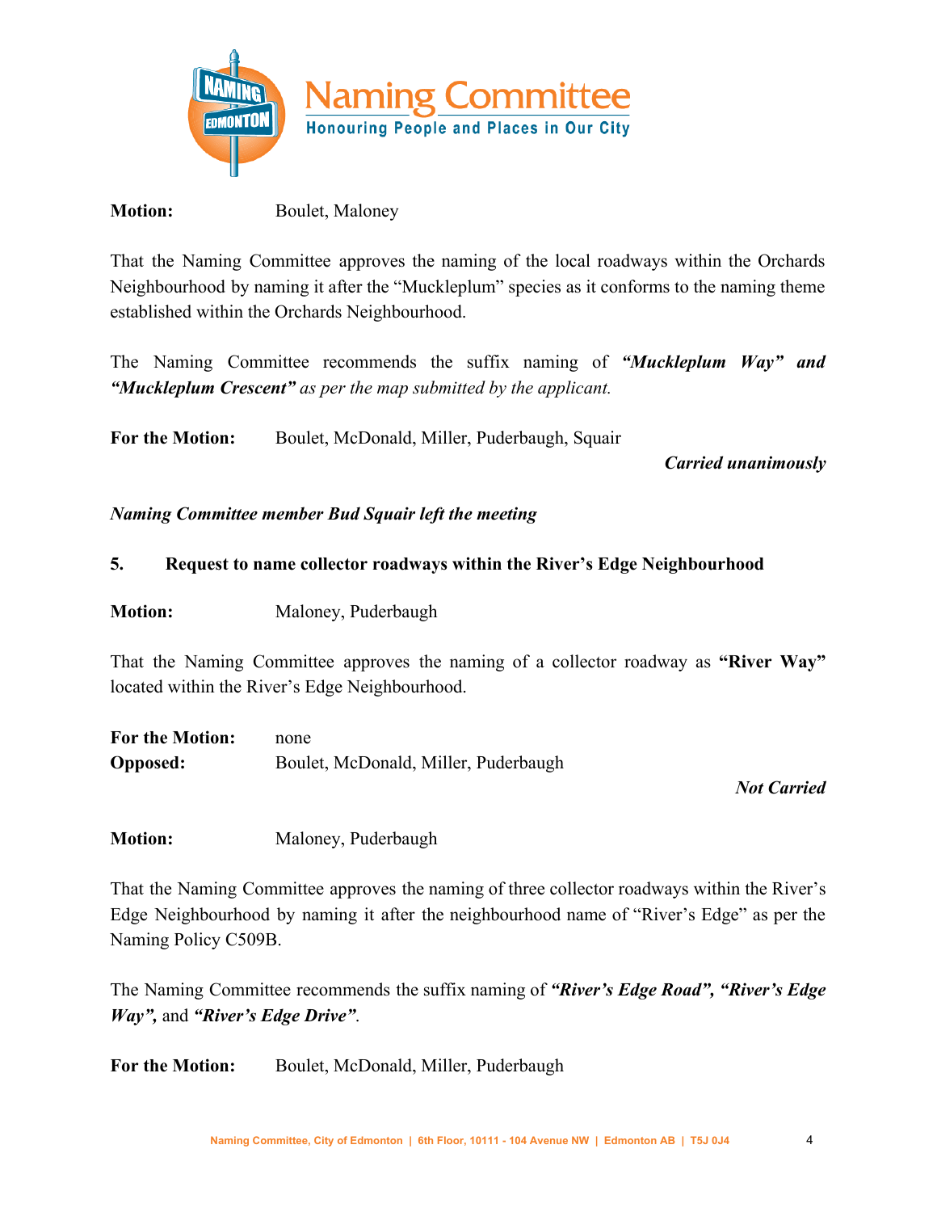**Motion:** Boulet, Maloney

That the Naming Committee approves the naming of the local roadways within the Orchards Neighbourhood by naming it after the "Muckleplum" species as it conforms to the naming theme established within the Orchards Neighbourhood.

The Naming Committee recommends the suffix naming of ***"Muckleplum Way" and "Muckleplum Crescent"*** *as per the map submitted by the applicant.*

**For the Motion:** Boulet, McDonald, Miller, Puderbaugh, Squair

*Carried unanimously*

***Naming Committee member Bud Squair left the meeting***

**5. Request to name collector roadways within the River's Edge Neighbourhood**

**Motion:** Maloney, Puderbaugh

That the Naming Committee approves the naming of a collector roadway as **"River Way"** located within the River's Edge Neighbourhood.

**For the Motion:** none
**Opposed:** Boulet, McDonald, Miller, Puderbaugh

*Not Carried*

**Motion:** Maloney, Puderbaugh

That the Naming Committee approves the naming of three collector roadways within the River's Edge Neighbourhood by naming it after the neighbourhood name of "River's Edge" as per the Naming Policy C509B.

The Naming Committee recommends the suffix naming of ***"River's Edge Road", "River's Edge Way",*** and ***"River's Edge Drive"***.

**For the Motion:** Boulet, McDonald, Miller, Puderbaugh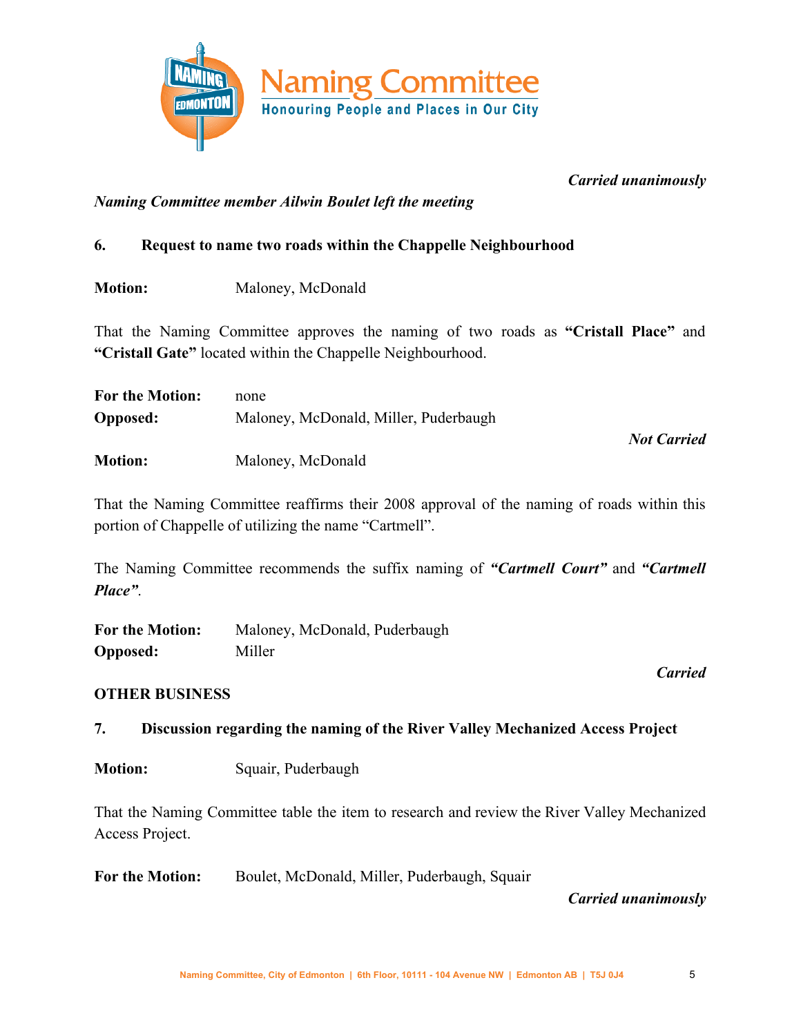*Carried unanimously*

***Naming Committee member Ailwin Boulet left the meeting***

**6. Request to name two roads within the Chappelle Neighbourhood**

**Motion:** Maloney, McDonald

That the Naming Committee approves the naming of two roads as **"Cristall Place"** and **"Cristall Gate"** located within the Chappelle Neighbourhood.

**For the Motion:** none
**Opposed:** Maloney, McDonald, Miller, Puderbaugh

*Not Carried*

**Motion:** Maloney, McDonald

That the Naming Committee reaffirms their 2008 approval of the naming of roads within this portion of Chappelle of utilizing the name "Cartmell".

The Naming Committee recommends the suffix naming of ***"Cartmell Court"*** and ***"Cartmell Place"***.

**For the Motion:** Maloney, McDonald, Puderbaugh
**Opposed:** Miller

*Carried*

**OTHER BUSINESS**

**7. Discussion regarding the naming of the River Valley Mechanized Access Project**

**Motion:** Squair, Puderbaugh

That the Naming Committee table the item to research and review the River Valley Mechanized Access Project.

**For the Motion:** Boulet, McDonald, Miller, Puderbaugh, Squair

*Carried unanimously*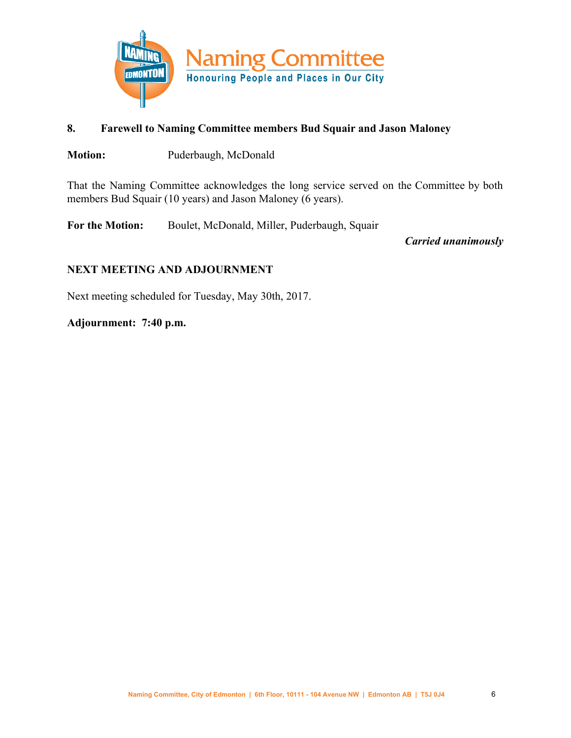## 8. Farewell to Naming Committee members Bud Squair and Jason Maloney

**Motion:** Puderbaugh, McDonald

That the Naming Committee acknowledges the long service served on the Committee by both members Bud Squair (10 years) and Jason Maloney (6 years).

**For the Motion:** Boulet, McDonald, Miller, Puderbaugh, Squair

***Carried unanimously***

## NEXT MEETING AND ADJOURNMENT

Next meeting scheduled for Tuesday, May 30th, 2017.

**Adjournment: 7:40 p.m.**